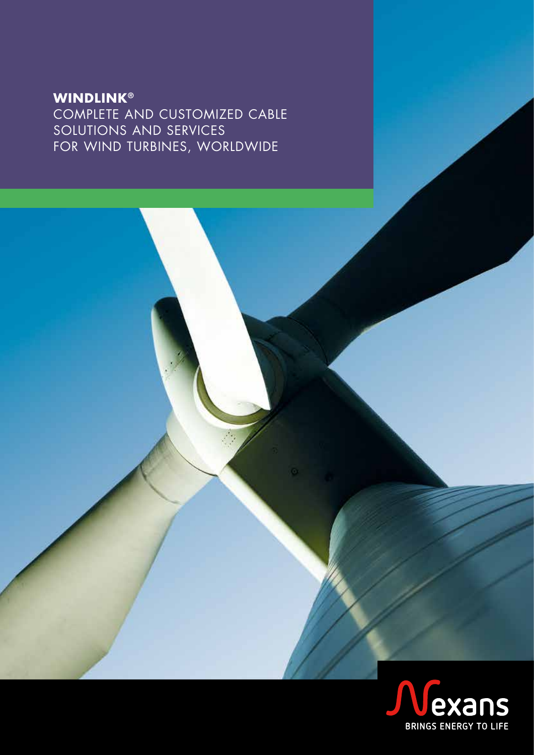# WINDLINK®

COMPLETE AND CUSTOMIZED CABLE SOLUTIONS AND SERVICES FOR WIND TURBINES, WORLDWIDE

Nexans

BRINGS ENERGY TO LIFE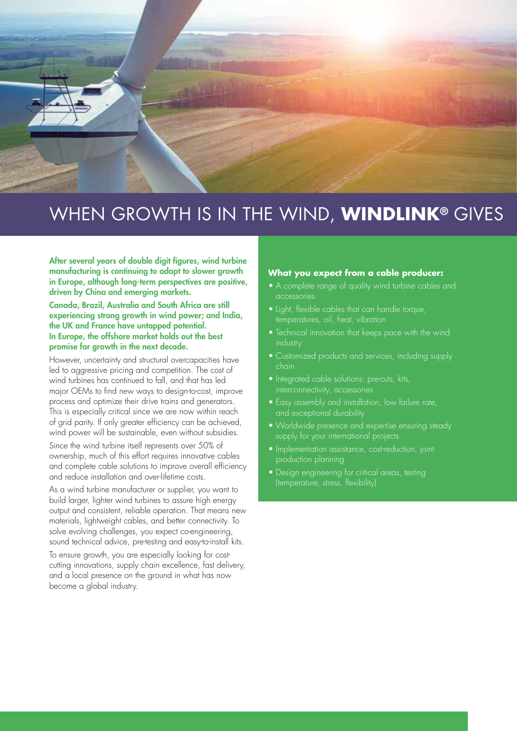# WHEN GROWTH IS IN THE WIND, **WINDLINK®** GIVES

**After several years of double digit figures, wind turbine manufacturing is continuing to adapt to slower growth in Europe, although long-term perspectives are positive, driven by China and emerging markets.**

**Canada, Brazil, Australia and South Africa are still experiencing strong growth in wind power; and India, the UK and France have untapped potential. In Europe, the offshore market holds out the best promise for growth in the next decade.**

However, uncertainty and structural overcapacities have led to aggressive pricing and competition. The cost of wind turbines has continued to fall, and that has led major OEMs to find new ways to design-to-cost, improve process and optimize their drive trains and generators. This is especially critical since we are now within reach of grid parity. If only greater efficiency can be achieved, wind power will be sustainable, even without subsidies.

Since the wind turbine itself represents over 50% of ownership, much of this effort requires innovative cables and complete cable solutions to improve overall efficiency and reduce installation and over-lifetime costs.

As a wind turbine manufacturer or supplier, you want to build larger, lighter wind turbines to assure high energy output and consistent, reliable operation. That means new materials, lightweight cables, and better connectivity. To solve evolving challenges, you expect co-engineering, sound technical advice, pre-testing and easy-to-install kits.

To ensure growth, you are especially looking for cost-cutting innovations, supply chain excellence, fast delivery, and a local presence on the ground in what has now become a global industry.

**What you expect from a cable producer:**

- A complete range of quality wind turbine cables and accessories
- Light, flexible cables that can handle torque, temperatures, oil, heat, vibration
- Technical innovation that keeps pace with the wind industry
- Customized products and services, including supply chain
- Integrated cable solutions: pre-cuts, kits, interconnectivity, accessories
- Easy assembly and installation, low failure rate, and exceptional durability
- Worldwide presence and expertise ensuring steady supply for your international projects
- Implementation assistance, cost-reduction, joint production planning
- Design engineering for critical areas, testing (temperature, stress, flexibility)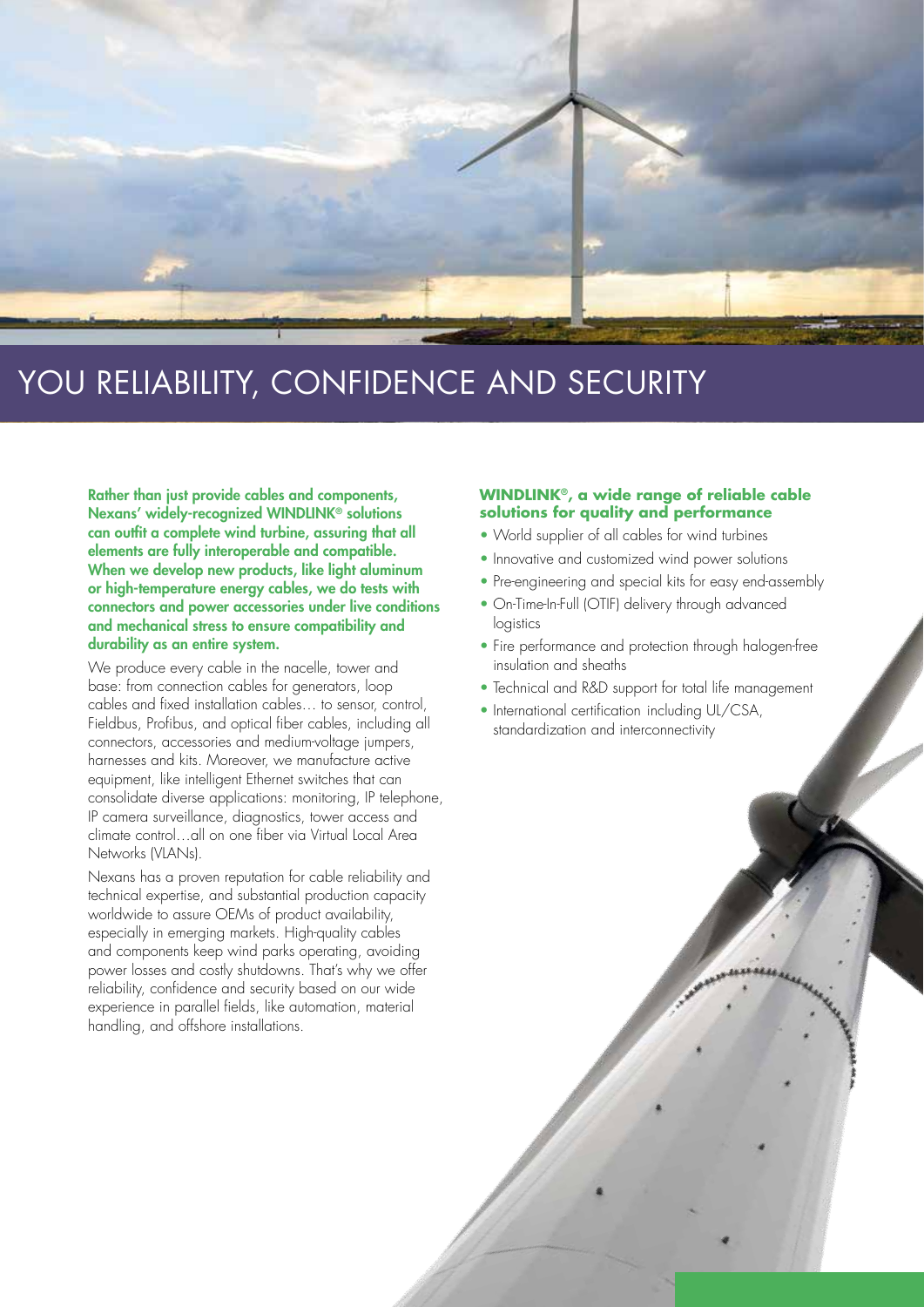# YOU RELIABILITY, CONFIDENCE AND SECURITY

**Rather than just provide cables and components, Nexans' widely-recognized WINDLINK® solutions can outfit a complete wind turbine, assuring that all elements are fully interoperable and compatible. When we develop new products, like light aluminum or high-temperature energy cables, we do tests with connectors and power accessories under live conditions and mechanical stress to ensure compatibility and durability as an entire system.**

We produce every cable in the nacelle, tower and base: from connection cables for generators, loop cables and fixed installation cables… to sensor, control, Fieldbus, Profibus, and optical fiber cables, including all connectors, accessories and medium-voltage jumpers, harnesses and kits. Moreover, we manufacture active equipment, like intelligent Ethernet switches that can consolidate diverse applications: monitoring, IP telephone, IP camera surveillance, diagnostics, tower access and climate control…all on one fiber via Virtual Local Area Networks (VLANs).

Nexans has a proven reputation for cable reliability and technical expertise, and substantial production capacity worldwide to assure OEMs of product availability, especially in emerging markets. High-quality cables and components keep wind parks operating, avoiding power losses and costly shutdowns. That's why we offer reliability, confidence and security based on our wide experience in parallel fields, like automation, material handling, and offshore installations.

### WINDLINK®, a wide range of reliable cable solutions for quality and performance

- World supplier of all cables for wind turbines
- Innovative and customized wind power solutions
- Pre-engineering and special kits for easy end-assembly
- On-Time-In-Full (OTIF) delivery through advanced logistics
- Fire performance and protection through halogen-free insulation and sheaths
- Technical and R&D support for total life management
- International certification including UL/CSA, standardization and interconnectivity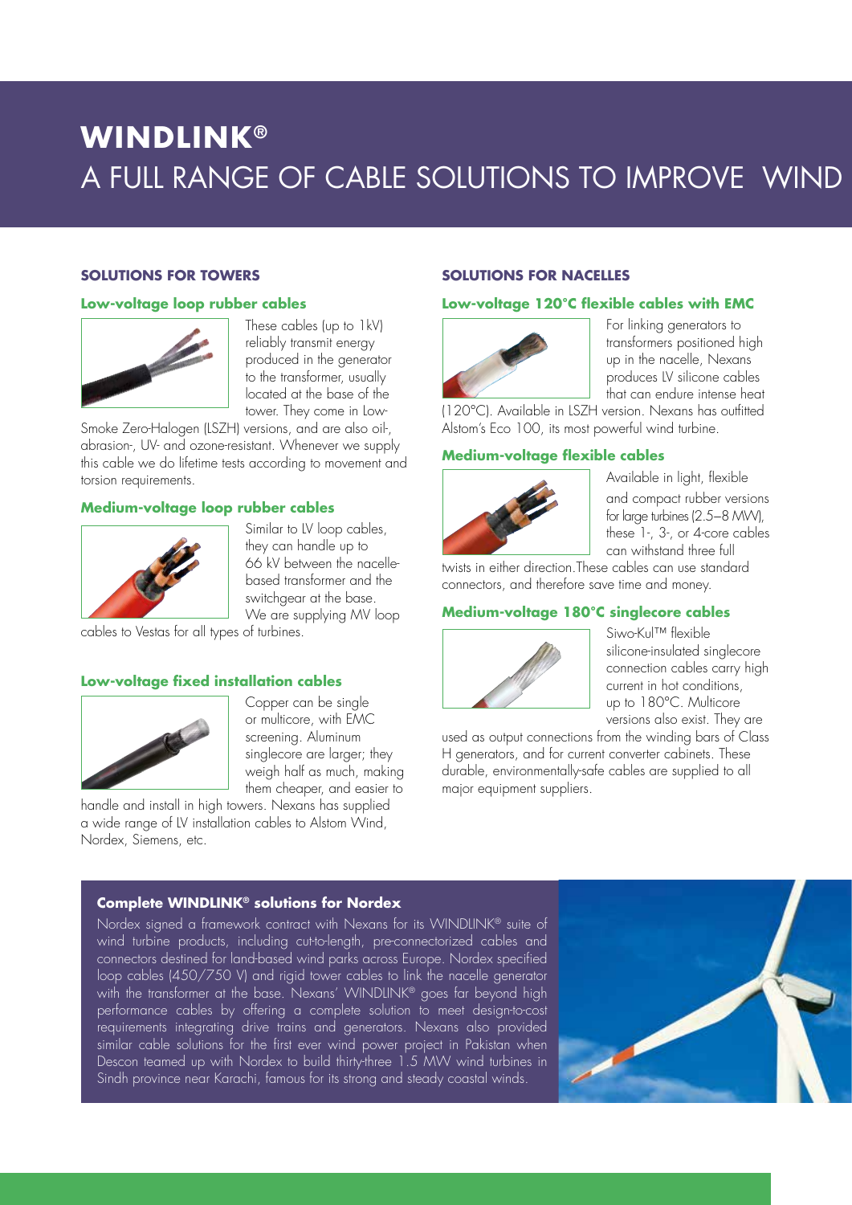# WINDLINK®

# A FULL RANGE OF CABLE SOLUTIONS TO IMPROVE WIND

## SOLUTIONS FOR TOWERS

### Low-voltage loop rubber cables

These cables (up to 1kV) reliably transmit energy produced in the generator to the transformer, usually located at the base of the tower. They come in Low-Smoke Zero-Halogen (LSZH) versions, and are also oil-, abrasion-, UV- and ozone-resistant. Whenever we supply this cable we do lifetime tests according to movement and torsion requirements.

### Medium-voltage loop rubber cables

Similar to LV loop cables, they can handle up to 66 kV between the nacelle-based transformer and the switchgear at the base. We are supplying MV loop cables to Vestas for all types of turbines.

### Low-voltage fixed installation cables

Copper can be single or multicore, with EMC screening. Aluminum singlecore are larger; they weigh half as much, making them cheaper, and easier to handle and install in high towers. Nexans has supplied a wide range of LV installation cables to Alstom Wind, Nordex, Siemens, etc.

## SOLUTIONS FOR NACELLES

### Low-voltage 120°C flexible cables with EMC

For linking generators to transformers positioned high up in the nacelle, Nexans produces LV silicone cables that can endure intense heat (120°C). Available in LSZH version. Nexans has outfitted Alstom's Eco 100, its most powerful wind turbine.

### Medium-voltage flexible cables

Available in light, flexible and compact rubber versions for large turbines (2.5–8 MW), these 1-, 3-, or 4-core cables can withstand three full twists in either direction. These cables can use standard connectors, and therefore save time and money.

### Medium-voltage 180°C singlecore cables

Siwo-Kul™ flexible silicone-insulated singlecore connection cables carry high current in hot conditions, up to 180°C. Multicore versions also exist. They are used as output connections from the winding bars of Class H generators, and for current converter cabinets. These durable, environmentally-safe cables are supplied to all major equipment suppliers.

### Complete WINDLINK® solutions for Nordex

Nordex signed a framework contract with Nexans for its WINDLINK® suite of wind turbine products, including cut-to-length, pre-connectorized cables and connectors destined for land-based wind parks across Europe. Nordex specified loop cables (450/750 V) and rigid tower cables to link the nacelle generator with the transformer at the base. Nexans' WINDLINK® goes far beyond high performance cables by offering a complete solution to meet design-to-cost requirements integrating drive trains and generators. Nexans also provided similar cable solutions for the first ever wind power project in Pakistan when Descon teamed up with Nordex to build thirty-three 1.5 MW wind turbines in Sindh province near Karachi, famous for its strong and steady coastal winds.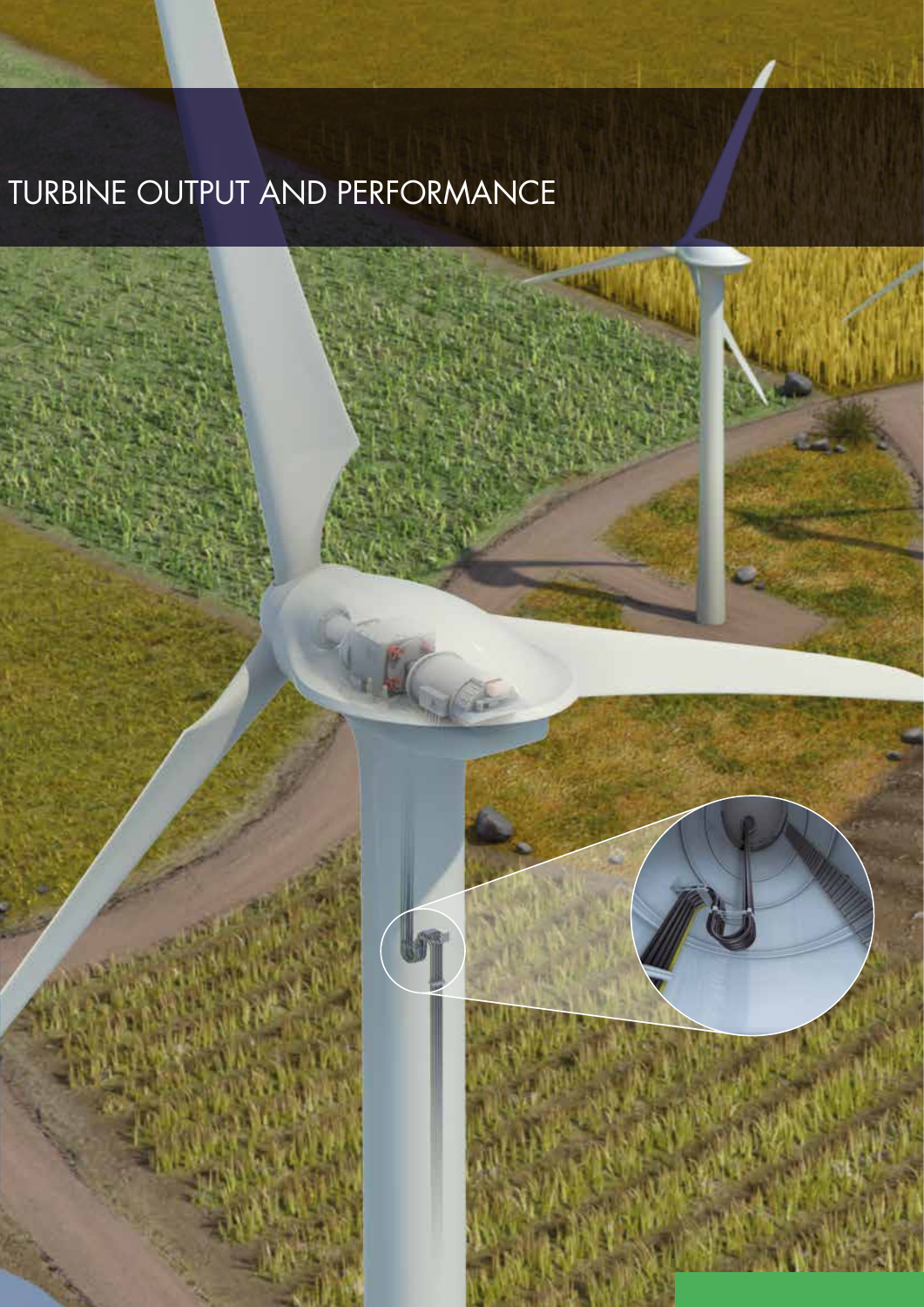# TURBINE OUTPUT AND PERFORMANCE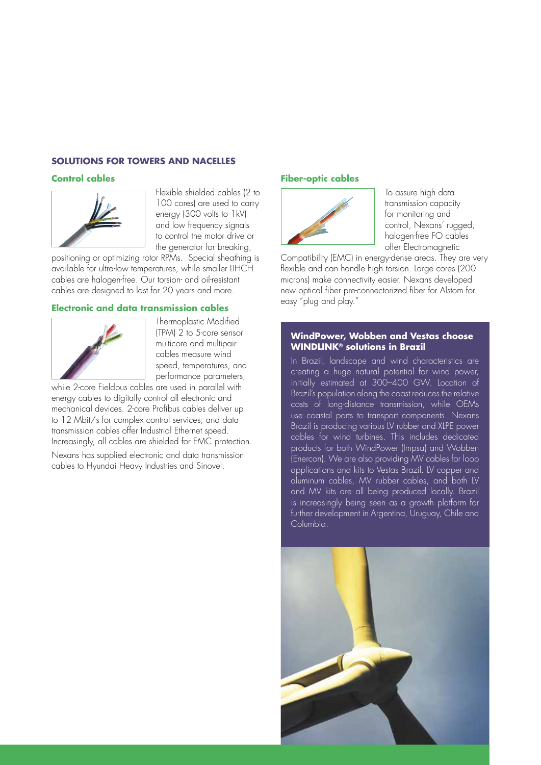## SOLUTIONS FOR TOWERS AND NACELLES

### Control cables

Flexible shielded cables (2 to 100 cores) are used to carry energy (300 volts to 1kV) and low frequency signals to control the motor drive or the generator for breaking, positioning or optimizing rotor RPMs. Special sheathing is available for ultra-low temperatures, while smaller LIHCH cables are halogen-free. Our torsion- and oil-resistant cables are designed to last for 20 years and more.

### Electronic and data transmission cables

Thermoplastic Modified (TPM) 2 to 5-core sensor multicore and multipair cables measure wind speed, temperatures, and performance parameters, while 2-core Fieldbus cables are used in parallel with energy cables to digitally control all electronic and mechanical devices. 2-core Profibus cables deliver up to 12 Mbit/s for complex control services; and data transmission cables offer Industrial Ethernet speed. Increasingly, all cables are shielded for EMC protection.

Nexans has supplied electronic and data transmission cables to Hyundai Heavy Industries and Sinovel.

### Fiber-optic cables

To assure high data transmission capacity for monitoring and control, Nexans' rugged, halogen-free FO cables offer Electromagnetic Compatibility (EMC) in energy-dense areas. They are very flexible and can handle high torsion. Large cores (200 microns) make connectivity easier. Nexans developed new optical fiber pre-connectorized fiber for Alstom for easy "plug and play."

### WindPower, Wobben and Vestas choose WINDLINK® solutions in Brazil

In Brazil, landscape and wind characteristics are creating a huge natural potential for wind power, initially estimated at 300–400 GW. Location of Brazil's population along the coast reduces the relative costs of long-distance transmission, while OEMs use coastal ports to transport components. Nexans Brazil is producing various LV rubber and XLPE power cables for wind turbines. This includes dedicated products for both WindPower (Impsa) and Wobben (Enercon). We are also providing MV cables for loop applications and kits to Vestas Brazil. LV copper and aluminum cables, MV rubber cables, and both LV and MV kits are all being produced locally. Brazil is increasingly being seen as a growth platform for further development in Argentina, Uruguay, Chile and Columbia.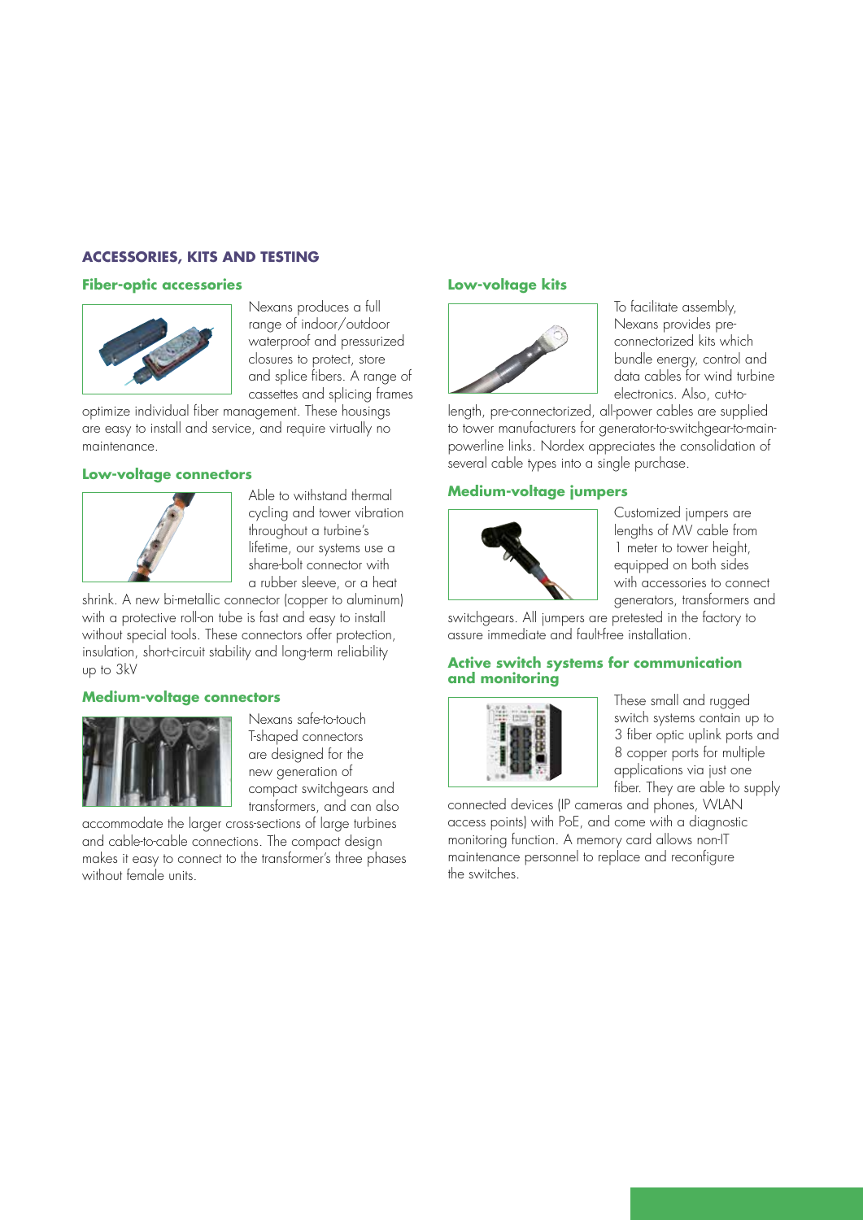## ACCESSORIES, KITS AND TESTING

### Fiber-optic accessories

Nexans produces a full range of indoor/outdoor waterproof and pressurized closures to protect, store and splice fibers. A range of cassettes and splicing frames optimize individual fiber management. These housings are easy to install and service, and require virtually no maintenance.

### Low-voltage connectors

Able to withstand thermal cycling and tower vibration throughout a turbine's lifetime, our systems use a share-bolt connector with a rubber sleeve, or a heat shrink. A new bi-metallic connector (copper to aluminum) with a protective roll-on tube is fast and easy to install without special tools. These connectors offer protection, insulation, short-circuit stability and long-term reliability up to 3kV

### Medium-voltage connectors

Nexans safe-to-touch T-shaped connectors are designed for the new generation of compact switchgears and transformers, and can also accommodate the larger cross-sections of large turbines and cable-to-cable connections. The compact design makes it easy to connect to the transformer's three phases without female units.

### Low-voltage kits

To facilitate assembly, Nexans provides pre-connectorized kits which bundle energy, control and data cables for wind turbine electronics. Also, cut-to-length, pre-connectorized, all-power cables are supplied to tower manufacturers for generator-to-switchgear-to-main-powerline links. Nordex appreciates the consolidation of several cable types into a single purchase.

### Medium-voltage jumpers

Customized jumpers are lengths of MV cable from 1 meter to tower height, equipped on both sides with accessories to connect generators, transformers and switchgears. All jumpers are pretested in the factory to assure immediate and fault-free installation.

### Active switch systems for communication and monitoring

These small and rugged switch systems contain up to 3 fiber optic uplink ports and 8 copper ports for multiple applications via just one fiber. They are able to supply connected devices (IP cameras and phones, WLAN access points) with PoE, and come with a diagnostic monitoring function. A memory card allows non-IT maintenance personnel to replace and reconfigure the switches.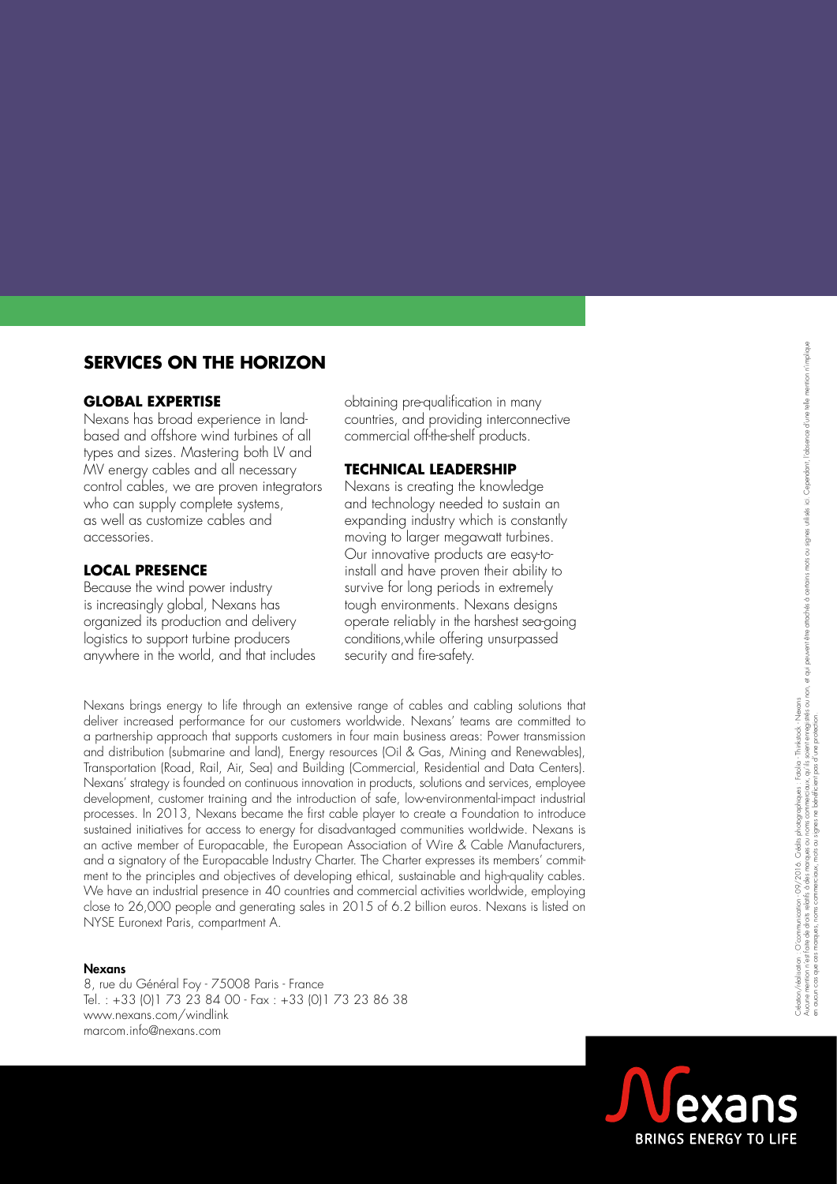## SERVICES ON THE HORIZON

### GLOBAL EXPERTISE

Nexans has broad experience in land-based and offshore wind turbines of all types and sizes. Mastering both LV and MV energy cables and all necessary control cables, we are proven integrators who can supply complete systems, as well as customize cables and accessories.

### LOCAL PRESENCE

Because the wind power industry is increasingly global, Nexans has organized its production and delivery logistics to support turbine producers anywhere in the world, and that includes obtaining pre-qualification in many countries, and providing interconnective commercial off-the-shelf products.

### TECHNICAL LEADERSHIP

Nexans is creating the knowledge and technology needed to sustain an expanding industry which is constantly moving to larger megawatt turbines. Our innovative products are easy-to-install and have proven their ability to survive for long periods in extremely tough environments. Nexans designs operate reliably in the harshest sea-going conditions,while offering unsurpassed security and fire-safety.

Nexans brings energy to life through an extensive range of cables and cabling solutions that deliver increased performance for our customers worldwide. Nexans' teams are committed to a partnership approach that supports customers in four main business areas: Power transmission and distribution (submarine and land), Energy resources (Oil & Gas, Mining and Renewables), Transportation (Road, Rail, Air, Sea) and Building (Commercial, Residential and Data Centers). Nexans' strategy is founded on continuous innovation in products, solutions and services, employee development, customer training and the introduction of safe, low-environmental-impact industrial processes. In 2013, Nexans became the first cable player to create a Foundation to introduce sustained initiatives for access to energy for disadvantaged communities worldwide. Nexans is an active member of Europacable, the European Association of Wire & Cable Manufacturers, and a signatory of the Europacable Industry Charter. The Charter expresses its members' commitment to the principles and objectives of developing ethical, sustainable and high-quality cables. We have an industrial presence in 40 countries and commercial activities worldwide, employing close to 26,000 people and generating sales in 2015 of 6.2 billion euros. Nexans is listed on NYSE Euronext Paris, compartment A.

**Nexans**

8, rue du Général Foy - 75008 Paris - France
Tel. : +33 (0)1 73 23 84 00 - Fax : +33 (0)1 73 23 86 38
www.nexans.com/windlink
marcom.info@nexans.com

Création/réalisation : O'communication - 09/2016. Crédits photographiques : Fotolia - Thinkstock - Nexans
Aucune mention n'est faite de droits relatifs à des marques ou noms commerciaux, qu'ils soient enregistrés ou non, et qui peuvent être attachés à certains mots ou signes utilisés ici. Cependant, l'absence d'une telle mention n'implique en aucun cas que ces marques, noms commerciaux, mots ou signes ne bénéficient pas d'une protection.

Nexans
BRINGS ENERGY TO LIFE